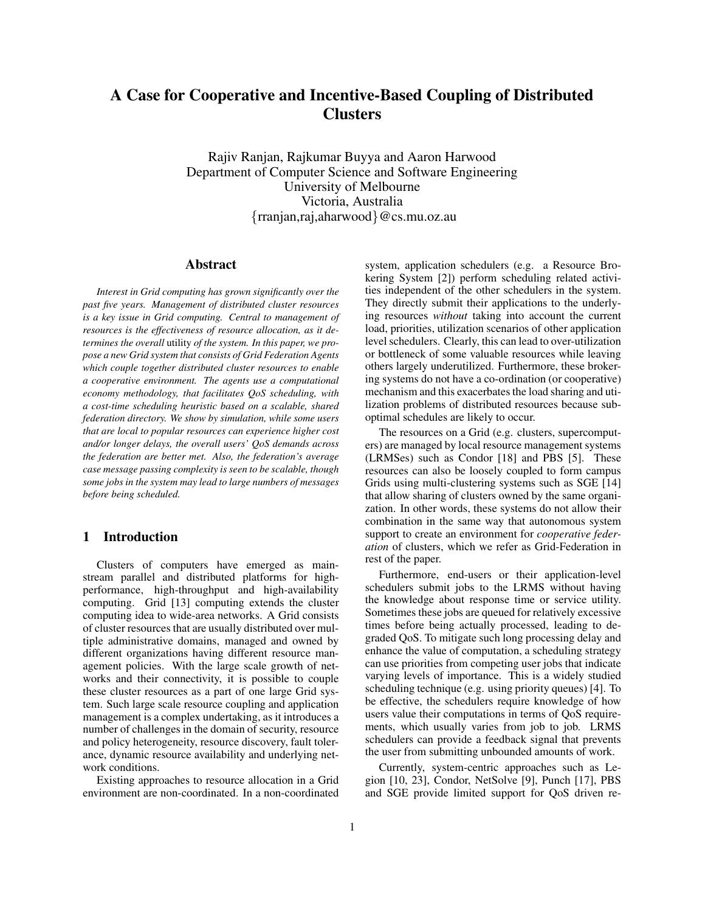# A Case for Cooperative and Incentive-Based Coupling of Distributed Clusters

Rajiv Ranjan, Rajkumar Buyya and Aaron Harwood
Department of Computer Science and Software Engineering
University of Melbourne
Victoria, Australia
{rranjan,raj,aharwood}@cs.mu.oz.au

## Abstract

*Interest in Grid computing has grown significantly over the past five years. Management of distributed cluster resources is a key issue in Grid computing. Central to management of resources is the effectiveness of resource allocation, as it determines the overall* utility *of the system. In this paper, we propose a new Grid system that consists of Grid Federation Agents which couple together distributed cluster resources to enable a cooperative environment. The agents use a computational economy methodology, that facilitates QoS scheduling, with a cost-time scheduling heuristic based on a scalable, shared federation directory. We show by simulation, while some users that are local to popular resources can experience higher cost and/or longer delays, the overall users' QoS demands across the federation are better met. Also, the federation's average case message passing complexity is seen to be scalable, though some jobs in the system may lead to large numbers of messages before being scheduled.*

## 1 Introduction

Clusters of computers have emerged as mainstream parallel and distributed platforms for high-performance, high-throughput and high-availability computing. Grid [13] computing extends the cluster computing idea to wide-area networks. A Grid consists of cluster resources that are usually distributed over multiple administrative domains, managed and owned by different organizations having different resource management policies. With the large scale growth of networks and their connectivity, it is possible to couple these cluster resources as a part of one large Grid system. Such large scale resource coupling and application management is a complex undertaking, as it introduces a number of challenges in the domain of security, resource and policy heterogeneity, resource discovery, fault tolerance, dynamic resource availability and underlying network conditions.

Existing approaches to resource allocation in a Grid environment are non-coordinated. In a non-coordinated system, application schedulers (e.g. a Resource Brokering System [2]) perform scheduling related activities independent of the other schedulers in the system. They directly submit their applications to the underlying resources *without* taking into account the current load, priorities, utilization scenarios of other application level schedulers. Clearly, this can lead to over-utilization or bottleneck of some valuable resources while leaving others largely underutilized. Furthermore, these brokering systems do not have a co-ordination (or cooperative) mechanism and this exacerbates the load sharing and utilization problems of distributed resources because sub-optimal schedules are likely to occur.

The resources on a Grid (e.g. clusters, supercomputers) are managed by local resource management systems (LRMSes) such as Condor [18] and PBS [5]. These resources can also be loosely coupled to form campus Grids using multi-clustering systems such as SGE [14] that allow sharing of clusters owned by the same organization. In other words, these systems do not allow their combination in the same way that autonomous system support to create an environment for *cooperative federation* of clusters, which we refer as Grid-Federation in rest of the paper.

Furthermore, end-users or their application-level schedulers submit jobs to the LRMS without having the knowledge about response time or service utility. Sometimes these jobs are queued for relatively excessive times before being actually processed, leading to degraded QoS. To mitigate such long processing delay and enhance the value of computation, a scheduling strategy can use priorities from competing user jobs that indicate varying levels of importance. This is a widely studied scheduling technique (e.g. using priority queues) [4]. To be effective, the schedulers require knowledge of how users value their computations in terms of QoS requirements, which usually varies from job to job. LRMS schedulers can provide a feedback signal that prevents the user from submitting unbounded amounts of work.

Currently, system-centric approaches such as Legion [10, 23], Condor, NetSolve [9], Punch [17], PBS and SGE provide limited support for QoS driven re-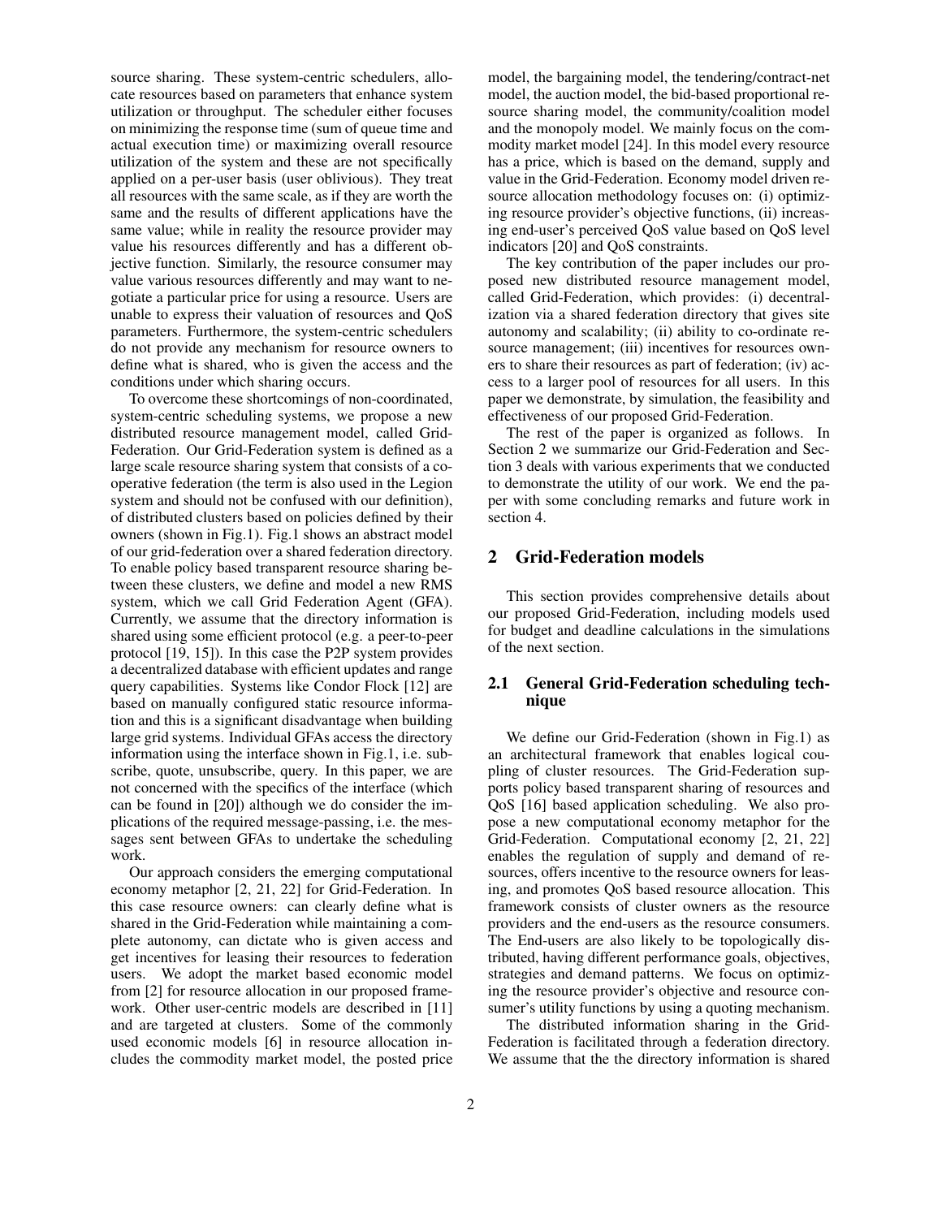source sharing. These system-centric schedulers, allocate resources based on parameters that enhance system utilization or throughput. The scheduler either focuses on minimizing the response time (sum of queue time and actual execution time) or maximizing overall resource utilization of the system and these are not specifically applied on a per-user basis (user oblivious). They treat all resources with the same scale, as if they are worth the same and the results of different applications have the same value; while in reality the resource provider may value his resources differently and has a different objective function. Similarly, the resource consumer may value various resources differently and may want to negotiate a particular price for using a resource. Users are unable to express their valuation of resources and QoS parameters. Furthermore, the system-centric schedulers do not provide any mechanism for resource owners to define what is shared, who is given the access and the conditions under which sharing occurs.

To overcome these shortcomings of non-coordinated, system-centric scheduling systems, we propose a new distributed resource management model, called Grid-Federation. Our Grid-Federation system is defined as a large scale resource sharing system that consists of a cooperative federation (the term is also used in the Legion system and should not be confused with our definition), of distributed clusters based on policies defined by their owners (shown in Fig.1). Fig.1 shows an abstract model of our grid-federation over a shared federation directory. To enable policy based transparent resource sharing between these clusters, we define and model a new RMS system, which we call Grid Federation Agent (GFA). Currently, we assume that the directory information is shared using some efficient protocol (e.g. a peer-to-peer protocol [19, 15]). In this case the P2P system provides a decentralized database with efficient updates and range query capabilities. Systems like Condor Flock [12] are based on manually configured static resource information and this is a significant disadvantage when building large grid systems. Individual GFAs access the directory information using the interface shown in Fig.1, i.e. subscribe, quote, unsubscribe, query. In this paper, we are not concerned with the specifics of the interface (which can be found in [20]) although we do consider the implications of the required message-passing, i.e. the messages sent between GFAs to undertake the scheduling work.

Our approach considers the emerging computational economy metaphor [2, 21, 22] for Grid-Federation. In this case resource owners: can clearly define what is shared in the Grid-Federation while maintaining a complete autonomy, can dictate who is given access and get incentives for leasing their resources to federation users. We adopt the market based economic model from [2] for resource allocation in our proposed framework. Other user-centric models are described in [11] and are targeted at clusters. Some of the commonly used economic models [6] in resource allocation includes the commodity market model, the posted price model, the bargaining model, the tendering/contract-net model, the auction model, the bid-based proportional resource sharing model, the community/coalition model and the monopoly model. We mainly focus on the commodity market model [24]. In this model every resource has a price, which is based on the demand, supply and value in the Grid-Federation. Economy model driven resource allocation methodology focuses on: (i) optimizing resource provider's objective functions, (ii) increasing end-user's perceived QoS value based on QoS level indicators [20] and QoS constraints.

The key contribution of the paper includes our proposed new distributed resource management model, called Grid-Federation, which provides: (i) decentralization via a shared federation directory that gives site autonomy and scalability; (ii) ability to co-ordinate resource management; (iii) incentives for resources owners to share their resources as part of federation; (iv) access to a larger pool of resources for all users. In this paper we demonstrate, by simulation, the feasibility and effectiveness of our proposed Grid-Federation.

The rest of the paper is organized as follows. In Section 2 we summarize our Grid-Federation and Section 3 deals with various experiments that we conducted to demonstrate the utility of our work. We end the paper with some concluding remarks and future work in section 4.

## 2 Grid-Federation models

This section provides comprehensive details about our proposed Grid-Federation, including models used for budget and deadline calculations in the simulations of the next section.

### 2.1 General Grid-Federation scheduling technique

We define our Grid-Federation (shown in Fig.1) as an architectural framework that enables logical coupling of cluster resources. The Grid-Federation supports policy based transparent sharing of resources and QoS [16] based application scheduling. We also propose a new computational economy metaphor for the Grid-Federation. Computational economy [2, 21, 22] enables the regulation of supply and demand of resources, offers incentive to the resource owners for leasing, and promotes QoS based resource allocation. This framework consists of cluster owners as the resource providers and the end-users as the resource consumers. The End-users are also likely to be topologically distributed, having different performance goals, objectives, strategies and demand patterns. We focus on optimizing the resource provider's objective and resource consumer's utility functions by using a quoting mechanism.

The distributed information sharing in the Grid-Federation is facilitated through a federation directory. We assume that the the directory information is shared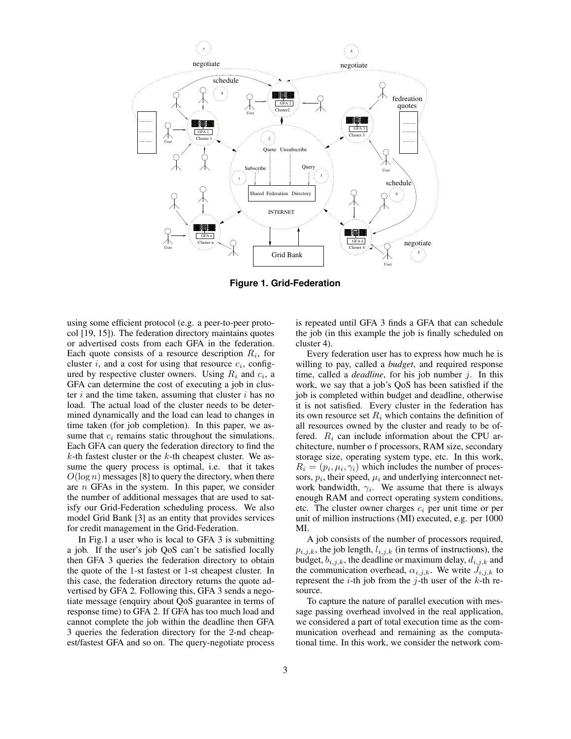**Figure 1. Grid-Federation**

using some efficient protocol (e.g. a peer-to-peer protocol [19, 15]). The federation directory maintains quotes or advertised costs from each GFA in the federation. Each quote consists of a resource description $R_i$, for cluster $i$, and a cost for using that resource $c_i$, configured by respective cluster owners. Using $R_i$ and $c_i$, a GFA can determine the cost of executing a job in cluster $i$ and the time taken, assuming that cluster $i$ has no load. The actual load of the cluster needs to be determined dynamically and the load can lead to changes in time taken (for job completion). In this paper, we assume that $c_i$ remains static throughout the simulations. Each GFA can query the federation directory to find the $k$-th fastest cluster or the $k$-th cheapest cluster. We assume the query process is optimal, i.e. that it takes $O(\log n)$ messages [8] to query the directory, when there are $n$ GFAs in the system. In this paper, we consider the number of additional messages that are used to satisfy our Grid-Federation scheduling process. We also model Grid Bank [3] as an entity that provides services for credit management in the Grid-Federation.

In Fig.1 a user who is local to GFA 3 is submitting a job. If the user's job QoS can't be satisfied locally then GFA 3 queries the federation directory to obtain the quote of the 1-st fastest or 1-st cheapest cluster. In this case, the federation directory returns the quote advertised by GFA 2. Following this, GFA 3 sends a negotiate message (enquiry about QoS guarantee in terms of response time) to GFA 2. If GFA has too much load and cannot complete the job within the deadline then GFA 3 queries the federation directory for the 2-nd cheapest/fastest GFA and so on. The query-negotiate process is repeated until GFA 3 finds a GFA that can schedule the job (in this example the job is finally scheduled on cluster 4).

Every federation user has to express how much he is willing to pay, called a *budget*, and required response time, called a *deadline*, for his job number $j$. In this work, we say that a job's QoS has been satisfied if the job is completed within budget and deadline, otherwise it is not satisfied. Every cluster in the federation has its own resource set $R_i$ which contains the definition of all resources owned by the cluster and ready to be offered. $R_i$ can include information about the CPU architecture, number o f processors, RAM size, secondary storage size, operating system type, etc. In this work, $R_i = (p_i, \mu_i, \gamma_i)$ which includes the number of processors, $p_i$, their speed, $\mu_i$ and underlying interconnect network bandwidth, $\gamma_i$. We assume that there is always enough RAM and correct operating system conditions, etc. The cluster owner charges $c_i$ per unit time or per unit of million instructions (MI) executed, e.g. per 1000 MI.

A job consists of the number of processors required, $p_{i,j,k}$, the job length, $l_{i,j,k}$ (in terms of instructions), the budget, $b_{i,j,k}$, the deadline or maximum delay, $d_{i,j,k}$ and the communication overhead, $\alpha_{i,j,k}$. We write $J_{i,j,k}$ to represent the $i$-th job from the $j$-th user of the $k$-th resource.

To capture the nature of parallel execution with message passing overhead involved in the real application, we considered a part of total execution time as the communication overhead and remaining as the computational time. In this work, we consider the network com-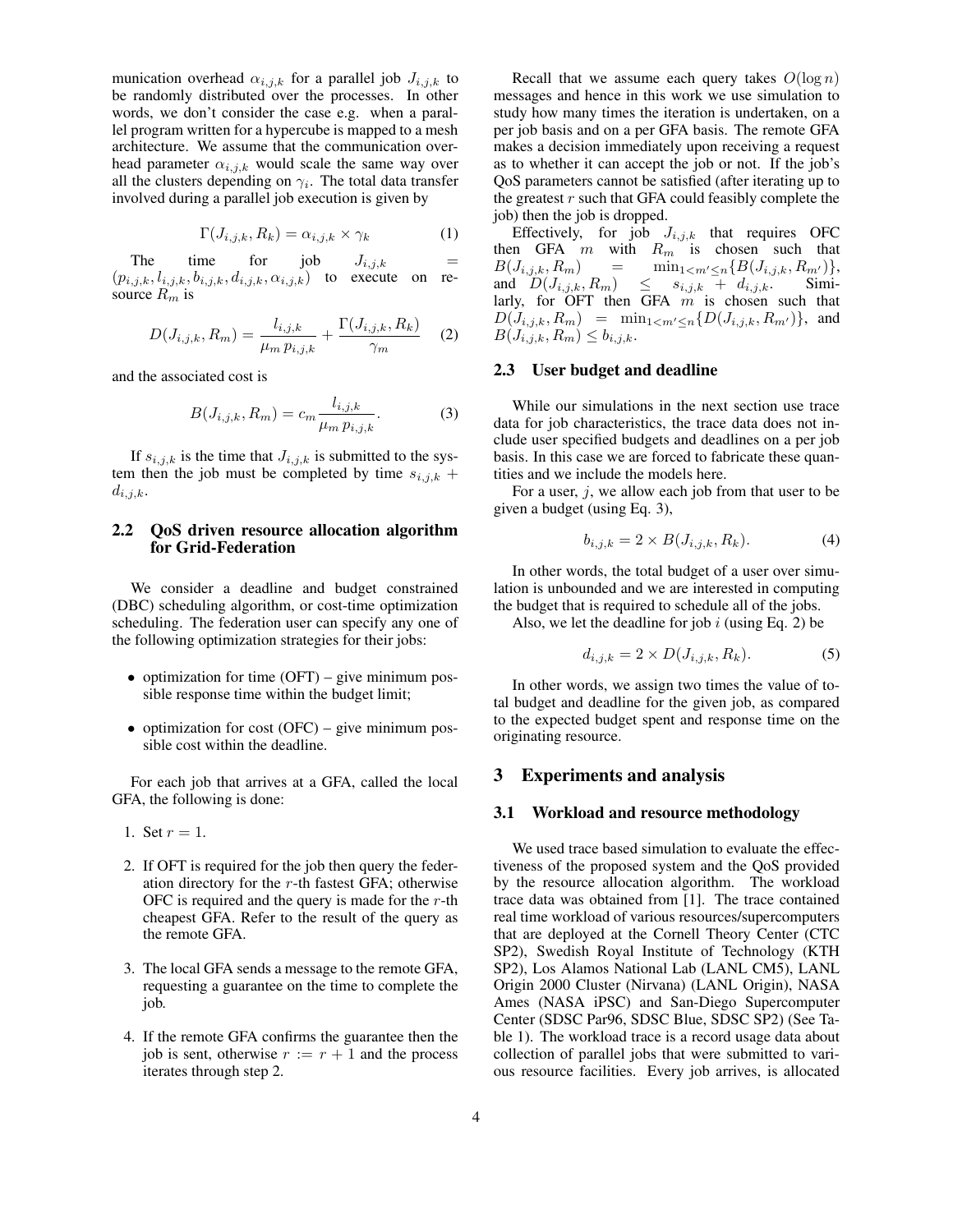munication overhead $\alpha_{i,j,k}$ for a parallel job $J_{i,j,k}$ to be randomly distributed over the processes. In other words, we don't consider the case e.g. when a parallel program written for a hypercube is mapped to a mesh architecture. We assume that the communication overhead parameter $\alpha_{i,j,k}$ would scale the same way over all the clusters depending on $\gamma_i$. The total data transfer involved during a parallel job execution is given by

$$\Gamma(J_{i,j,k}, R_k) = \alpha_{i,j,k} \times \gamma_k \tag{1}$$

The time for job $J_{i,j,k} = (p_{i,j,k}, l_{i,j,k}, b_{i,j,k}, d_{i,j,k}, \alpha_{i,j,k})$ to execute on resource $R_m$ is

$$D(J_{i,j,k}, R_m) = \frac{l_{i,j,k}}{\mu_m \, p_{i,j,k}} + \frac{\Gamma(J_{i,j,k}, R_k)}{\gamma_m} \tag{2}$$

and the associated cost is

$$B(J_{i,j,k}, R_m) = c_m \frac{l_{i,j,k}}{\mu_m \, p_{i,j,k}}. \tag{3}$$

If $s_{i,j,k}$ is the time that $J_{i,j,k}$ is submitted to the system then the job must be completed by time $s_{i,j,k} + d_{i,j,k}$.

### 2.2 QoS driven resource allocation algorithm for Grid-Federation

We consider a deadline and budget constrained (DBC) scheduling algorithm, or cost-time optimization scheduling. The federation user can specify any one of the following optimization strategies for their jobs:

- optimization for time (OFT) – give minimum possible response time within the budget limit;
- optimization for cost (OFC) – give minimum possible cost within the deadline.

For each job that arrives at a GFA, called the local GFA, the following is done:

1. Set $r = 1$.
2. If OFT is required for the job then query the federation directory for the $r$-th fastest GFA; otherwise OFC is required and the query is made for the $r$-th cheapest GFA. Refer to the result of the query as the remote GFA.
3. The local GFA sends a message to the remote GFA, requesting a guarantee on the time to complete the job.
4. If the remote GFA confirms the guarantee then the job is sent, otherwise $r := r + 1$ and the process iterates through step 2.

Recall that we assume each query takes $O(\log n)$ messages and hence in this work we use simulation to study how many times the iteration is undertaken, on a per job basis and on a per GFA basis. The remote GFA makes a decision immediately upon receiving a request as to whether it can accept the job or not. If the job's QoS parameters cannot be satisfied (after iterating up to the greatest $r$ such that GFA could feasibly complete the job) then the job is dropped.

Effectively, for job $J_{i,j,k}$ that requires OFC then GFA $m$ with $R_m$ is chosen such that $B(J_{i,j,k}, R_m) = \min_{1<m'\leq n}\{B(J_{i,j,k}, R_{m'})\}$, and $D(J_{i,j,k}, R_m) \leq s_{i,j,k} + d_{i,j,k}$. Similarly, for OFT then GFA $m$ is chosen such that $D(J_{i,j,k}, R_m) = \min_{1<m'\leq n}\{D(J_{i,j,k}, R_{m'})\}$, and $B(J_{i,j,k}, R_m) \leq b_{i,j,k}$.

### 2.3 User budget and deadline

While our simulations in the next section use trace data for job characteristics, the trace data does not include user specified budgets and deadlines on a per job basis. In this case we are forced to fabricate these quantities and we include the models here.

For a user, $j$, we allow each job from that user to be given a budget (using Eq. 3),

$$b_{i,j,k} = 2 \times B(J_{i,j,k}, R_k). \tag{4}$$

In other words, the total budget of a user over simulation is unbounded and we are interested in computing the budget that is required to schedule all of the jobs.

Also, we let the deadline for job $i$ (using Eq. 2) be

$$d_{i,j,k} = 2 \times D(J_{i,j,k}, R_k). \tag{5}$$

In other words, we assign two times the value of total budget and deadline for the given job, as compared to the expected budget spent and response time on the originating resource.

## 3 Experiments and analysis

### 3.1 Workload and resource methodology

We used trace based simulation to evaluate the effectiveness of the proposed system and the QoS provided by the resource allocation algorithm. The workload trace data was obtained from [1]. The trace contained real time workload of various resources/supercomputers that are deployed at the Cornell Theory Center (CTC SP2), Swedish Royal Institute of Technology (KTH SP2), Los Alamos National Lab (LANL CM5), LANL Origin 2000 Cluster (Nirvana) (LANL Origin), NASA Ames (NASA iPSC) and San-Diego Supercomputer Center (SDSC Par96, SDSC Blue, SDSC SP2) (See Table 1). The workload trace is a record usage data about collection of parallel jobs that were submitted to various resource facilities. Every job arrives, is allocated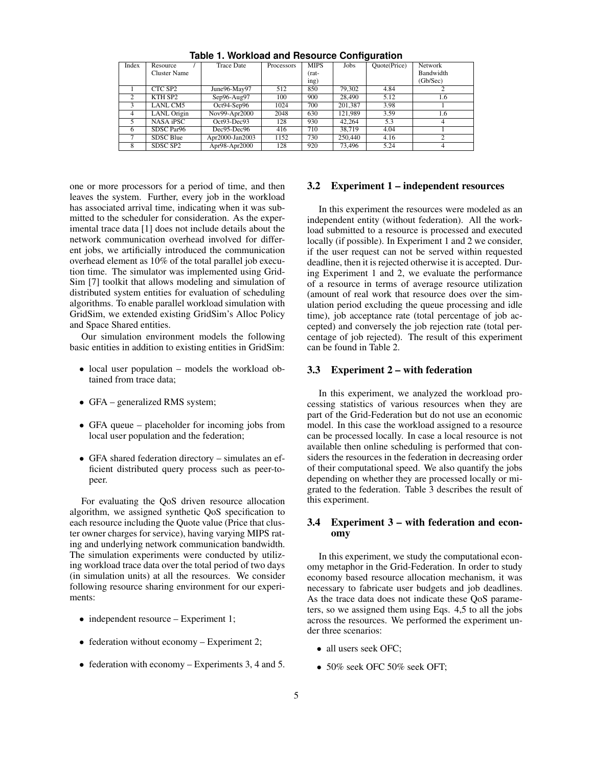**Table 1. Workload and Resource Configuration**

| Index | Resource / Cluster Name | Trace Date | Processors | MIPS (rating) | Jobs | Quote(Price) | Network Bandwidth (Gb/Sec) |
|---|---|---|---|---|---|---|---|
| 1 | CTC SP2 | June96-May97 | 512 | 850 | 79,302 | 4.84 | 2 |
| 2 | KTH SP2 | Sep96-Aug97 | 100 | 900 | 28,490 | 5.12 | 1.6 |
| 3 | LANL CM5 | Oct94-Sep96 | 1024 | 700 | 201,387 | 3.98 | 1 |
| 4 | LANL Origin | Nov99-Apr2000 | 2048 | 630 | 121,989 | 3.59 | 1.6 |
| 5 | NASA iPSC | Oct93-Dec93 | 128 | 930 | 42,264 | 5.3 | 4 |
| 6 | SDSC Par96 | Dec95-Dec96 | 416 | 710 | 38,719 | 4.04 | 1 |
| 7 | SDSC Blue | Apr2000-Jan2003 | 1152 | 730 | 250,440 | 4.16 | 2 |
| 8 | SDSC SP2 | Apr98-Apr2000 | 128 | 920 | 73,496 | 5.24 | 4 |

one or more processors for a period of time, and then leaves the system. Further, every job in the workload has associated arrival time, indicating when it was submitted to the scheduler for consideration. As the experimental trace data [1] does not include details about the network communication overhead involved for different jobs, we artificially introduced the communication overhead element as 10% of the total parallel job execution time. The simulator was implemented using GridSim [7] toolkit that allows modeling and simulation of distributed system entities for evaluation of scheduling algorithms. To enable parallel workload simulation with GridSim, we extended existing GridSim's Alloc Policy and Space Shared entities.

Our simulation environment models the following basic entities in addition to existing entities in GridSim:

- local user population – models the workload obtained from trace data;
- GFA – generalized RMS system;
- GFA queue – placeholder for incoming jobs from local user population and the federation;
- GFA shared federation directory – simulates an efficient distributed query process such as peer-to-peer.

For evaluating the QoS driven resource allocation algorithm, we assigned synthetic QoS specification to each resource including the Quote value (Price that cluster owner charges for service), having varying MIPS rating and underlying network communication bandwidth. The simulation experiments were conducted by utilizing workload trace data over the total period of two days (in simulation units) at all the resources. We consider following resource sharing environment for our experiments:

- independent resource – Experiment 1;
- federation without economy – Experiment 2;
- federation with economy – Experiments 3, 4 and 5.

### 3.2 Experiment 1 – independent resources

In this experiment the resources were modeled as an independent entity (without federation). All the workload submitted to a resource is processed and executed locally (if possible). In Experiment 1 and 2 we consider, if the user request can not be served within requested deadline, then it is rejected otherwise it is accepted. During Experiment 1 and 2, we evaluate the performance of a resource in terms of average resource utilization (amount of real work that resource does over the simulation period excluding the queue processing and idle time), job acceptance rate (total percentage of job accepted) and conversely the job rejection rate (total percentage of job rejected). The result of this experiment can be found in Table 2.

### 3.3 Experiment 2 – with federation

In this experiment, we analyzed the workload processing statistics of various resources when they are part of the Grid-Federation but do not use an economic model. In this case the workload assigned to a resource can be processed locally. In case a local resource is not available then online scheduling is performed that considers the resources in the federation in decreasing order of their computational speed. We also quantify the jobs depending on whether they are processed locally or migrated to the federation. Table 3 describes the result of this experiment.

### 3.4 Experiment 3 – with federation and economy

In this experiment, we study the computational economy metaphor in the Grid-Federation. In order to study economy based resource allocation mechanism, it was necessary to fabricate user budgets and job deadlines. As the trace data does not indicate these QoS parameters, so we assigned them using Eqs. 4,5 to all the jobs across the resources. We performed the experiment under three scenarios:

- all users seek OFC;
- 50% seek OFC 50% seek OFT;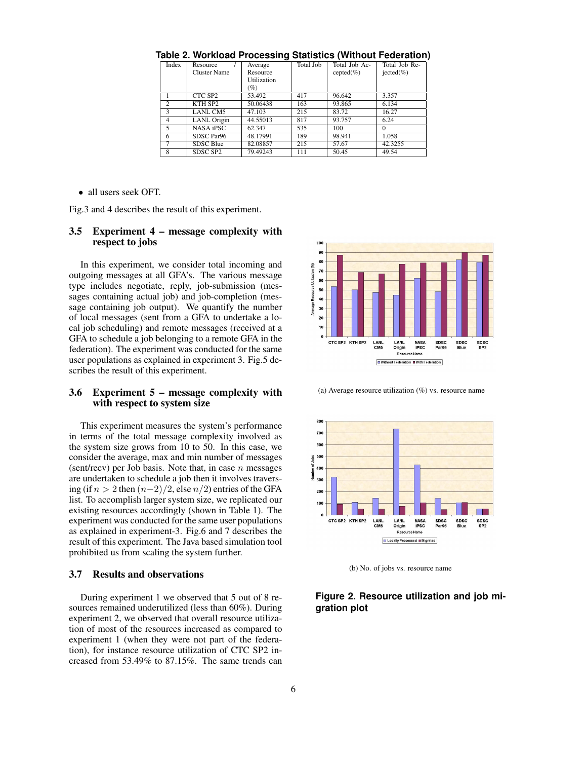**Table 2. Workload Processing Statistics (Without Federation)**

| Index | Resource / Cluster Name | Average Resource Utilization (%) | Total Job | Total Job Accepted(%) | Total Job Rejected(%) |
|---|---|---|---|---|---|
| 1 | CTC SP2 | 53.492 | 417 | 96.642 | 3.357 |
| 2 | KTH SP2 | 50.06438 | 163 | 93.865 | 6.134 |
| 3 | LANL CM5 | 47.103 | 215 | 83.72 | 16.27 |
| 4 | LANL Origin | 44.55013 | 817 | 93.757 | 6.24 |
| 5 | NASA iPSC | 62.347 | 535 | 100 | 0 |
| 6 | SDSC Par96 | 48.17991 | 189 | 98.941 | 1.058 |
| 7 | SDSC Blue | 82.08857 | 215 | 57.67 | 42.3255 |
| 8 | SDSC SP2 | 79.49243 | 111 | 50.45 | 49.54 |

- all users seek OFT.

Fig.3 and 4 describes the result of this experiment.

### 3.5 Experiment 4 – message complexity with respect to jobs

In this experiment, we consider total incoming and outgoing messages at all GFA's. The various message type includes negotiate, reply, job-submission (messages containing actual job) and job-completion (message containing job output). We quantify the number of local messages (sent from a GFA to undertake a local job scheduling) and remote messages (received at a GFA to schedule a job belonging to a remote GFA in the federation). The experiment was conducted for the same user populations as explained in experiment 3. Fig.5 describes the result of this experiment.

### 3.6 Experiment 5 – message complexity with with respect to system size

This experiment measures the system's performance in terms of the total message complexity involved as the system size grows from 10 to 50. In this case, we consider the average, max and min number of messages (sent/recv) per Job basis. Note that, in case $n$ messages are undertaken to schedule a job then it involves traversing (if $n > 2$ then $(n-2)/2$, else $n/2$) entries of the GFA list. To accomplish larger system size, we replicated our existing resources accordingly (shown in Table 1). The experiment was conducted for the same user populations as explained in experiment-3. Fig.6 and 7 describes the result of this experiment. The Java based simulation tool prohibited us from scaling the system further.

### 3.7 Results and observations

During experiment 1 we observed that 5 out of 8 resources remained underutilized (less than 60%). During experiment 2, we observed that overall resource utilization of most of the resources increased as compared to experiment 1 (when they were not part of the federation), for instance resource utilization of CTC SP2 increased from 53.49% to 87.15%. The same trends can

(a) Average resource utilization (%) vs. resource name

(b) No. of jobs vs. resource name

**Figure 2. Resource utilization and job migration plot**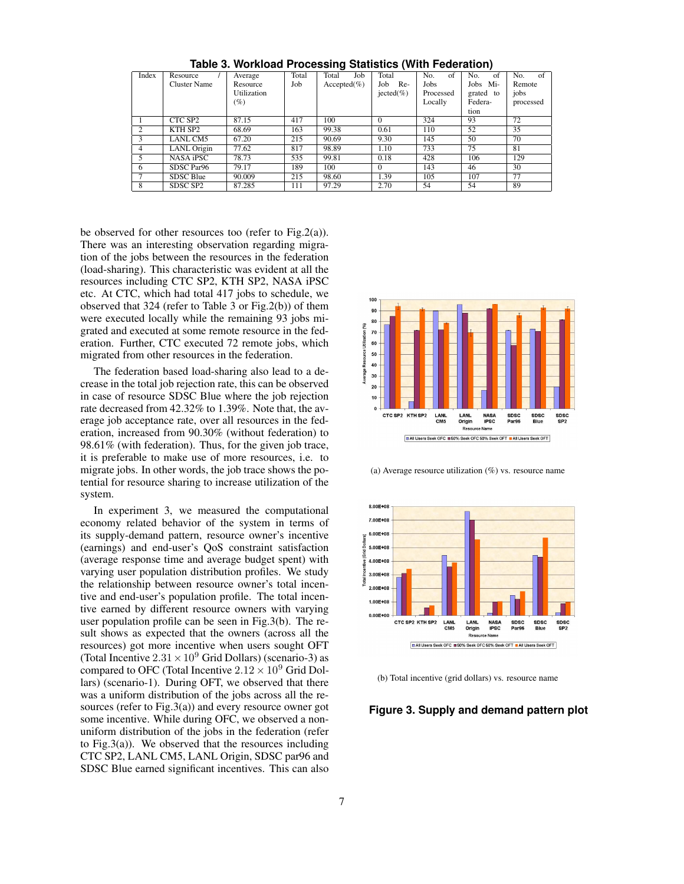**Table 3. Workload Processing Statistics (With Federation)**

| Index | Resource / Cluster Name | Average Resource Utilization (%) | Total Job | Total Job Accepted(%) | Total Job Rejected(%) | No. of Jobs Processed Locally | No. of Jobs Migrated to Federation | No. of Remote jobs processed |
|---|---|---|---|---|---|---|---|---|
| 1 | CTC SP2 | 87.15 | 417 | 100 | 0 | 324 | 93 | 72 |
| 2 | KTH SP2 | 68.69 | 163 | 99.38 | 0.61 | 110 | 52 | 35 |
| 3 | LANL CM5 | 67.20 | 215 | 90.69 | 9.30 | 145 | 50 | 70 |
| 4 | LANL Origin | 77.62 | 817 | 98.89 | 1.10 | 733 | 75 | 81 |
| 5 | NASA iPSC | 78.73 | 535 | 99.81 | 0.18 | 428 | 106 | 129 |
| 6 | SDSC Par96 | 79.17 | 189 | 100 | 0 | 143 | 46 | 30 |
| 7 | SDSC Blue | 90.009 | 215 | 98.60 | 1.39 | 105 | 107 | 77 |
| 8 | SDSC SP2 | 87.285 | 111 | 97.29 | 2.70 | 54 | 54 | 89 |

be observed for other resources too (refer to Fig.2(a)). There was an interesting observation regarding migration of the jobs between the resources in the federation (load-sharing). This characteristic was evident at all the resources including CTC SP2, KTH SP2, NASA iPSC etc. At CTC, which had total 417 jobs to schedule, we observed that 324 (refer to Table 3 or Fig.2(b)) of them were executed locally while the remaining 93 jobs migrated and executed at some remote resource in the federation. Further, CTC executed 72 remote jobs, which migrated from other resources in the federation.

The federation based load-sharing also lead to a decrease in the total job rejection rate, this can be observed in case of resource SDSC Blue where the job rejection rate decreased from 42.32% to 1.39%. Note that, the average job acceptance rate, over all resources in the federation, increased from 90.30% (without federation) to 98.61% (with federation). Thus, for the given job trace, it is preferable to make use of more resources, i.e. to migrate jobs. In other words, the job trace shows the potential for resource sharing to increase utilization of the system.

In experiment 3, we measured the computational economy related behavior of the system in terms of its supply-demand pattern, resource owner's incentive (earnings) and end-user's QoS constraint satisfaction (average response time and average budget spent) with varying user population distribution profiles. We study the relationship between resource owner's total incentive and end-user's population profile. The total incentive earned by different resource owners with varying user population profile can be seen in Fig.3(b). The result shows as expected that the owners (across all the resources) got more incentive when users sought OFT (Total Incentive $2.31 \times 10^9$ Grid Dollars) (scenario-3) as compared to OFC (Total Incentive $2.12 \times 10^9$ Grid Dollars) (scenario-1). During OFT, we observed that there was a uniform distribution of the jobs across all the resources (refer to Fig.3(a)) and every resource owner got some incentive. While during OFC, we observed a non-uniform distribution of the jobs in the federation (refer to Fig.3(a)). We observed that the resources including CTC SP2, LANL CM5, LANL Origin, SDSC par96 and SDSC Blue earned significant incentives. This can also

(a) Average resource utilization (%) vs. resource name

(b) Total incentive (grid dollars) vs. resource name

**Figure 3. Supply and demand pattern plot**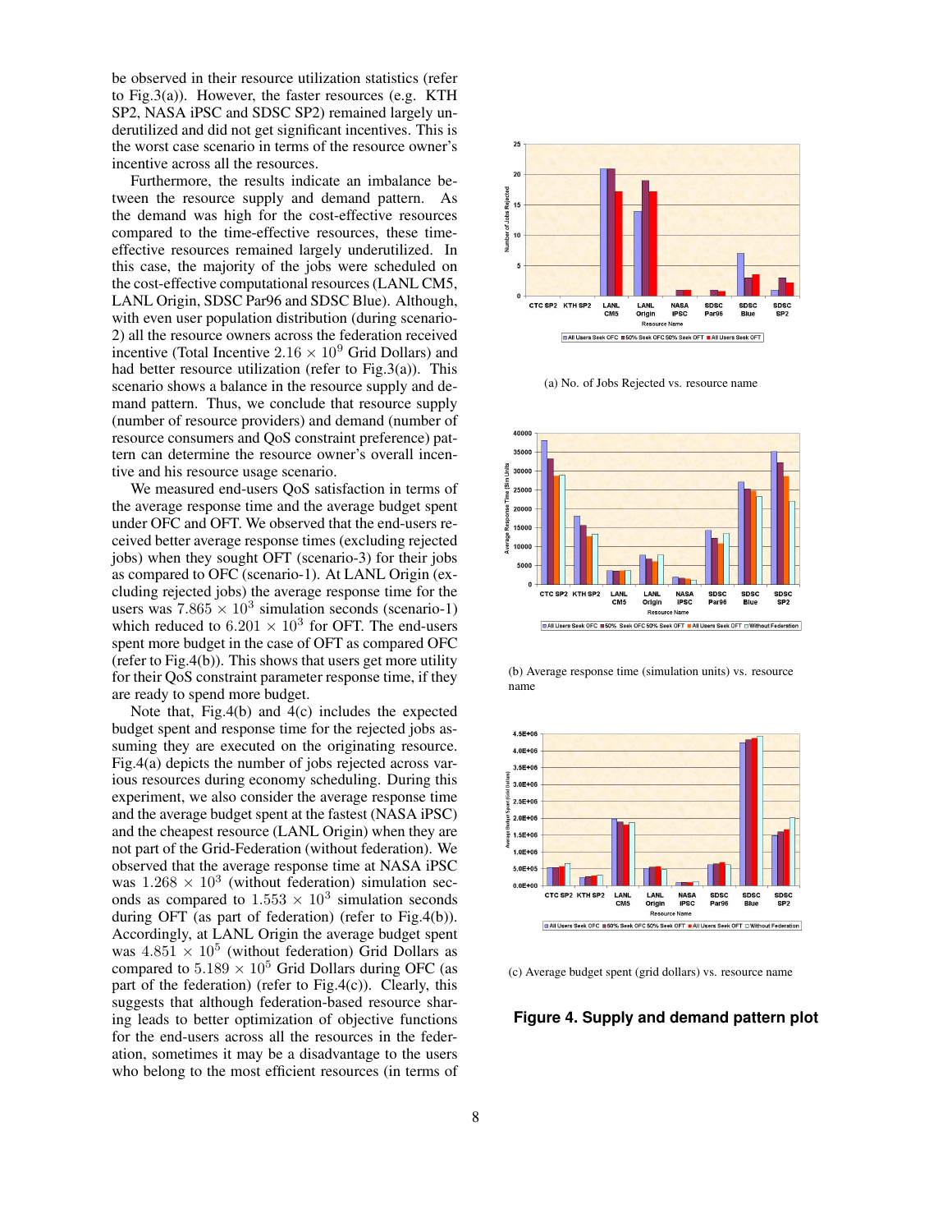be observed in their resource utilization statistics (refer to Fig.3(a)). However, the faster resources (e.g. KTH SP2, NASA iPSC and SDSC SP2) remained largely underutilized and did not get significant incentives. This is the worst case scenario in terms of the resource owner's incentive across all the resources.

Furthermore, the results indicate an imbalance between the resource supply and demand pattern. As the demand was high for the cost-effective resources compared to the time-effective resources, these time-effective resources remained largely underutilized. In this case, the majority of the jobs were scheduled on the cost-effective computational resources (LANL CM5, LANL Origin, SDSC Par96 and SDSC Blue). Although, with even user population distribution (during scenario-2) all the resource owners across the federation received incentive (Total Incentive $2.16 \times 10^9$ Grid Dollars) and had better resource utilization (refer to Fig.3(a)). This scenario shows a balance in the resource supply and demand pattern. Thus, we conclude that resource supply (number of resource providers) and demand (number of resource consumers and QoS constraint preference) pattern can determine the resource owner's overall incentive and his resource usage scenario.

We measured end-users QoS satisfaction in terms of the average response time and the average budget spent under OFC and OFT. We observed that the end-users received better average response times (excluding rejected jobs) when they sought OFT (scenario-3) for their jobs as compared to OFC (scenario-1). At LANL Origin (excluding rejected jobs) the average response time for the users was $7.865 \times 10^3$ simulation seconds (scenario-1) which reduced to $6.201 \times 10^3$ for OFT. The end-users spent more budget in the case of OFT as compared OFC (refer to Fig.4(b)). This shows that users get more utility for their QoS constraint parameter response time, if they are ready to spend more budget.

Note that, Fig.4(b) and 4(c) includes the expected budget spent and response time for the rejected jobs assuming they are executed on the originating resource. Fig.4(a) depicts the number of jobs rejected across various resources during economy scheduling. During this experiment, we also consider the average response time and the average budget spent at the fastest (NASA iPSC) and the cheapest resource (LANL Origin) when they are not part of the Grid-Federation (without federation). We observed that the average response time at NASA iPSC was $1.268 \times 10^3$ (without federation) simulation seconds as compared to $1.553 \times 10^3$ simulation seconds during OFT (as part of federation) (refer to Fig.4(b)). Accordingly, at LANL Origin the average budget spent was $4.851 \times 10^5$ (without federation) Grid Dollars as compared to $5.189 \times 10^5$ Grid Dollars during OFC (as part of the federation) (refer to Fig.4(c)). Clearly, this suggests that although federation-based resource sharing leads to better optimization of objective functions for the end-users across all the resources in the federation, sometimes it may be a disadvantage to the users who belong to the most efficient resources (in terms of

(a) No. of Jobs Rejected vs. resource name

(b) Average response time (simulation units) vs. resource name

(c) Average budget spent (grid dollars) vs. resource name

**Figure 4. Supply and demand pattern plot**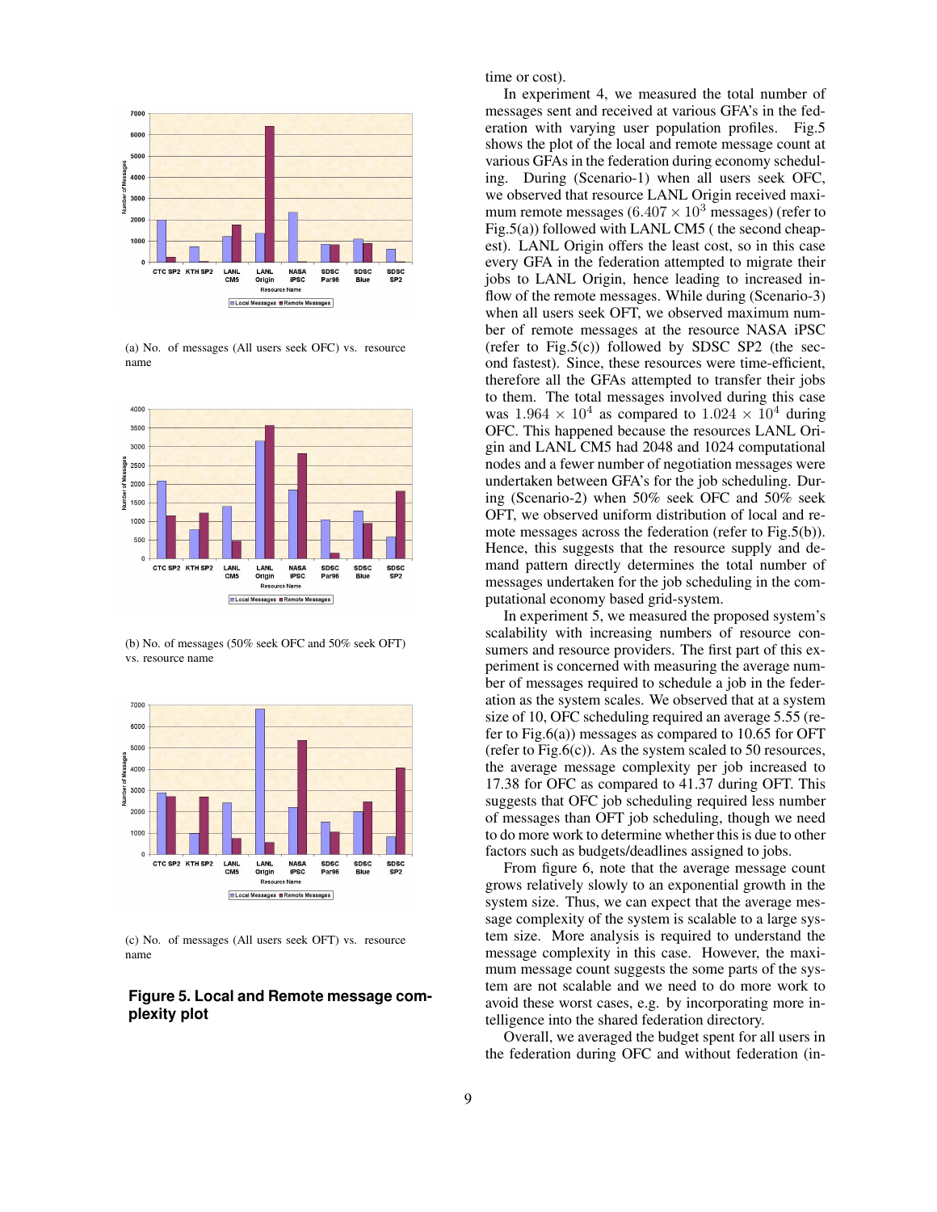(a) No. of messages (All users seek OFC) vs. resource name

(b) No. of messages (50% seek OFC and 50% seek OFT) vs. resource name

(c) No. of messages (All users seek OFT) vs. resource name

**Figure 5. Local and Remote message complexity plot**

time or cost).

In experiment 4, we measured the total number of messages sent and received at various GFA's in the federation with varying user population profiles. Fig.5 shows the plot of the local and remote message count at various GFAs in the federation during economy scheduling. During (Scenario-1) when all users seek OFC, we observed that resource LANL Origin received maximum remote messages ($6.407 \times 10^3$ messages) (refer to Fig.5(a)) followed with LANL CM5 ( the second cheapest). LANL Origin offers the least cost, so in this case every GFA in the federation attempted to migrate their jobs to LANL Origin, hence leading to increased inflow of the remote messages. While during (Scenario-3) when all users seek OFT, we observed maximum number of remote messages at the resource NASA iPSC (refer to Fig.5(c)) followed by SDSC SP2 (the second fastest). Since, these resources were time-efficient, therefore all the GFAs attempted to transfer their jobs to them. The total messages involved during this case was $1.964 \times 10^4$ as compared to $1.024 \times 10^4$ during OFC. This happened because the resources LANL Origin and LANL CM5 had 2048 and 1024 computational nodes and a fewer number of negotiation messages were undertaken between GFA's for the job scheduling. During (Scenario-2) when 50% seek OFC and 50% seek OFT, we observed uniform distribution of local and remote messages across the federation (refer to Fig.5(b)). Hence, this suggests that the resource supply and demand pattern directly determines the total number of messages undertaken for the job scheduling in the computational economy based grid-system.

In experiment 5, we measured the proposed system's scalability with increasing numbers of resource consumers and resource providers. The first part of this experiment is concerned with measuring the average number of messages required to schedule a job in the federation as the system scales. We observed that at a system size of 10, OFC scheduling required an average 5.55 (refer to Fig.6(a)) messages as compared to 10.65 for OFT (refer to Fig.6(c)). As the system scaled to 50 resources, the average message complexity per job increased to 17.38 for OFC as compared to 41.37 during OFT. This suggests that OFC job scheduling required less number of messages than OFT job scheduling, though we need to do more work to determine whether this is due to other factors such as budgets/deadlines assigned to jobs.

From figure 6, note that the average message count grows relatively slowly to an exponential growth in the system size. Thus, we can expect that the average message complexity of the system is scalable to a large system size. More analysis is required to understand the message complexity in this case. However, the maximum message count suggests the some parts of the system are not scalable and we need to do more work to avoid these worst cases, e.g. by incorporating more intelligence into the shared federation directory.

Overall, we averaged the budget spent for all users in the federation during OFC and without federation (in-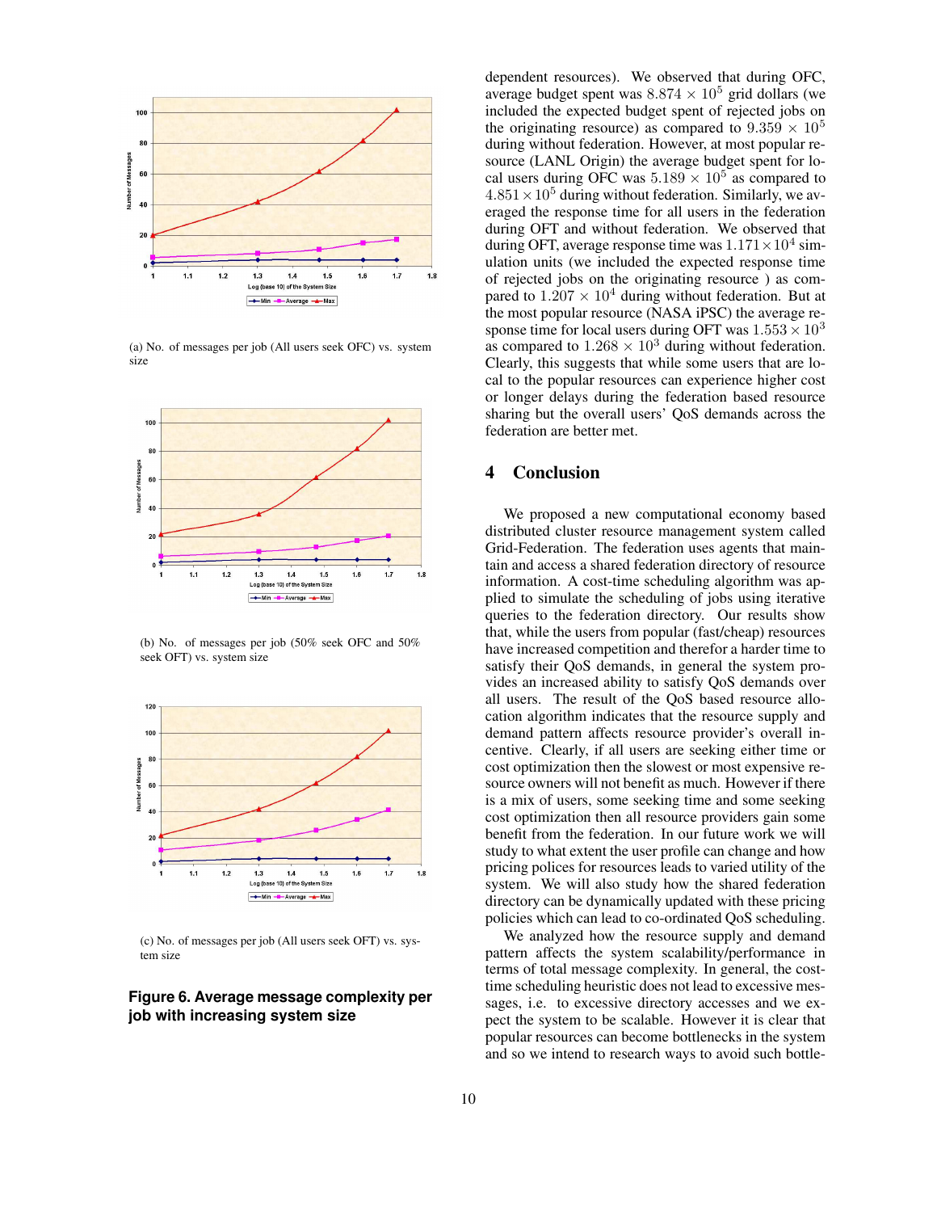100
80
60
40
20
0
Number of Messages
1 1.1 1.2 1.3 1.4 1.5 1.6 1.7 1.8
Log (base 10) of the System Size
Min Average Max

(a) No. of messages per job (All users seek OFC) vs. system size

100
80
60
40
20
0
Number of Messages
1 1.1 1.2 1.3 1.4 1.5 1.6 1.7 1.8
Log (base 10) of the System Size
Min Average Max

(b) No. of messages per job (50% seek OFC and 50% seek OFT) vs. system size

120
100
80
60
40
20
0
Number of Messages
1 1.1 1.2 1.3 1.4 1.5 1.6 1.7 1.8
Log (base 10) of the System Size
Min Average Max

(c) No. of messages per job (All users seek OFT) vs. system size

**Figure 6. Average message complexity per job with increasing system size**

dependent resources). We observed that during OFC, average budget spent was $8.874 \times 10^5$ grid dollars (we included the expected budget spent of rejected jobs on the originating resource) as compared to $9.359 \times 10^5$ during without federation. However, at most popular resource (LANL Origin) the average budget spent for local users during OFC was $5.189 \times 10^5$ as compared to $4.851 \times 10^5$ during without federation. Similarly, we averaged the response time for all users in the federation during OFT and without federation. We observed that during OFT, average response time was $1.171 \times 10^4$ simulation units (we included the expected response time of rejected jobs on the originating resource ) as compared to $1.207 \times 10^4$ during without federation. But at the most popular resource (NASA iPSC) the average response time for local users during OFT was $1.553 \times 10^3$ as compared to $1.268 \times 10^3$ during without federation. Clearly, this suggests that while some users that are local to the popular resources can experience higher cost or longer delays during the federation based resource sharing but the overall users' QoS demands across the federation are better met.

## 4 Conclusion

We proposed a new computational economy based distributed cluster resource management system called Grid-Federation. The federation uses agents that maintain and access a shared federation directory of resource information. A cost-time scheduling algorithm was applied to simulate the scheduling of jobs using iterative queries to the federation directory. Our results show that, while the users from popular (fast/cheap) resources have increased competition and therefor a harder time to satisfy their QoS demands, in general the system provides an increased ability to satisfy QoS demands over all users. The result of the QoS based resource allocation algorithm indicates that the resource supply and demand pattern affects resource provider's overall incentive. Clearly, if all users are seeking either time or cost optimization then the slowest or most expensive resource owners will not benefit as much. However if there is a mix of users, some seeking time and some seeking cost optimization then all resource providers gain some benefit from the federation. In our future work we will study to what extent the user profile can change and how pricing polices for resources leads to varied utility of the system. We will also study how the shared federation directory can be dynamically updated with these pricing policies which can lead to co-ordinated QoS scheduling.

We analyzed how the resource supply and demand pattern affects the system scalability/performance in terms of total message complexity. In general, the cost-time scheduling heuristic does not lead to excessive messages, i.e. to excessive directory accesses and we expect the system to be scalable. However it is clear that popular resources can become bottlenecks in the system and so we intend to research ways to avoid such bottle-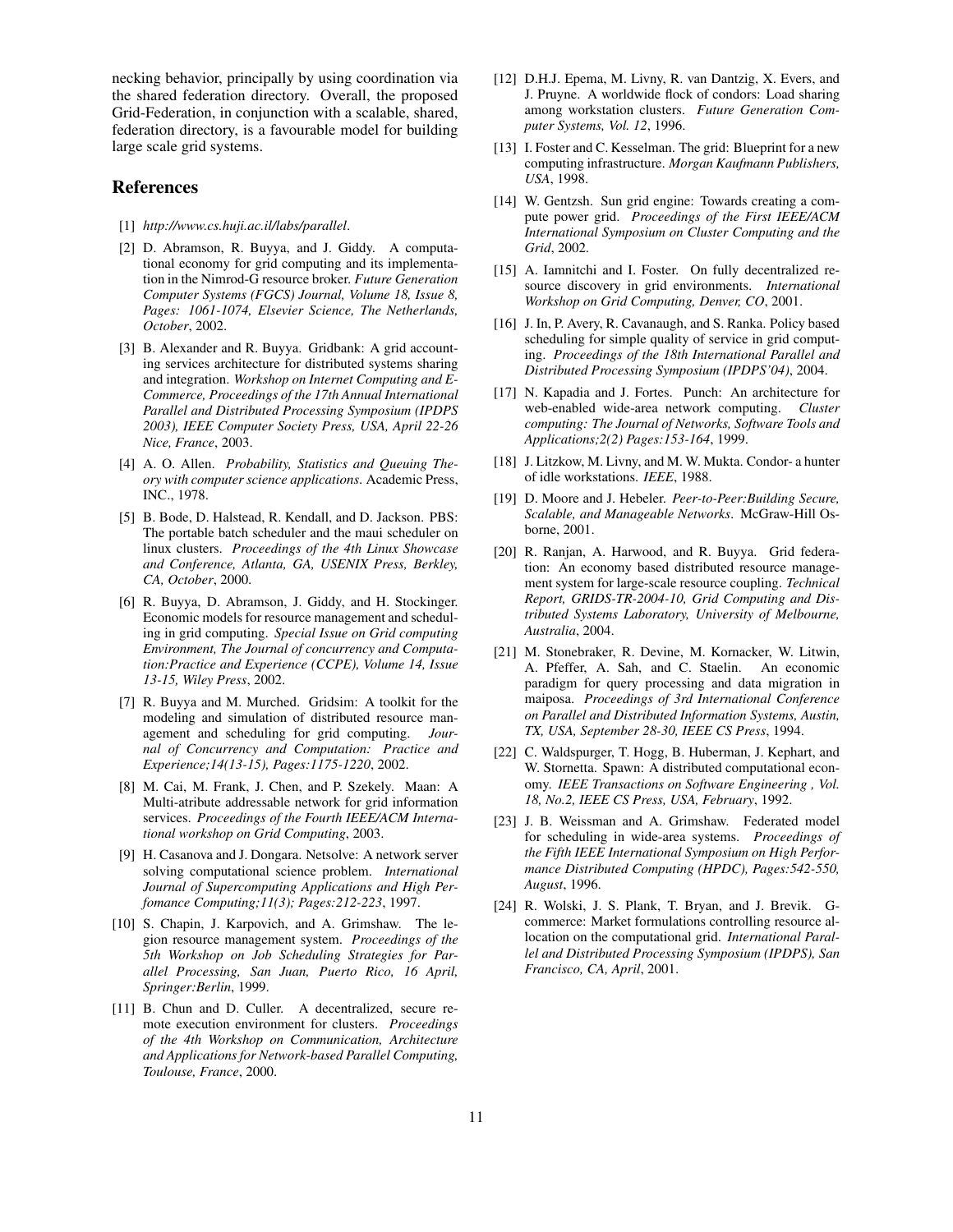necking behavior, principally by using coordination via the shared federation directory. Overall, the proposed Grid-Federation, in conjunction with a scalable, shared, federation directory, is a favourable model for building large scale grid systems.

## References

[1] *http://www.cs.huji.ac.il/labs/parallel*.

[2] D. Abramson, R. Buyya, and J. Giddy. A computational economy for grid computing and its implementation in the Nimrod-G resource broker. *Future Generation Computer Systems (FGCS) Journal, Volume 18, Issue 8, Pages: 1061-1074, Elsevier Science, The Netherlands, October*, 2002.

[3] B. Alexander and R. Buyya. Gridbank: A grid accounting services architecture for distributed systems sharing and integration. *Workshop on Internet Computing and E-Commerce, Proceedings of the 17th Annual International Parallel and Distributed Processing Symposium (IPDPS 2003), IEEE Computer Society Press, USA, April 22-26 Nice, France*, 2003.

[4] A. O. Allen. *Probability, Statistics and Queuing Theory with computer science applications*. Academic Press, INC., 1978.

[5] B. Bode, D. Halstead, R. Kendall, and D. Jackson. PBS: The portable batch scheduler and the maui scheduler on linux clusters. *Proceedings of the 4th Linux Showcase and Conference, Atlanta, GA, USENIX Press, Berkley, CA, October*, 2000.

[6] R. Buyya, D. Abramson, J. Giddy, and H. Stockinger. Economic models for resource management and scheduling in grid computing. *Special Issue on Grid computing Environment, The Journal of concurrency and Computation:Practice and Experience (CCPE), Volume 14, Issue 13-15, Wiley Press*, 2002.

[7] R. Buyya and M. Murched. Gridsim: A toolkit for the modeling and simulation of distributed resource management and scheduling for grid computing. *Journal of Concurrency and Computation: Practice and Experience;14(13-15), Pages:1175-1220*, 2002.

[8] M. Cai, M. Frank, J. Chen, and P. Szekely. Maan: A Multi-atribute addressable network for grid information services. *Proceedings of the Fourth IEEE/ACM International workshop on Grid Computing*, 2003.

[9] H. Casanova and J. Dongara. Netsolve: A network server solving computational science problem. *International Journal of Supercomputing Applications and High Perfomance Computing;11(3); Pages:212-223*, 1997.

[10] S. Chapin, J. Karpovich, and A. Grimshaw. The legion resource management system. *Proceedings of the 5th Workshop on Job Scheduling Strategies for Parallel Processing, San Juan, Puerto Rico, 16 April, Springer:Berlin*, 1999.

[11] B. Chun and D. Culler. A decentralized, secure remote execution environment for clusters. *Proceedings of the 4th Workshop on Communication, Architecture and Applications for Network-based Parallel Computing, Toulouse, France*, 2000.

[12] D.H.J. Epema, M. Livny, R. van Dantzig, X. Evers, and J. Pruyne. A worldwide flock of condors: Load sharing among workstation clusters. *Future Generation Computer Systems, Vol. 12*, 1996.

[13] I. Foster and C. Kesselman. The grid: Blueprint for a new computing infrastructure. *Morgan Kaufmann Publishers, USA*, 1998.

[14] W. Gentzsh. Sun grid engine: Towards creating a compute power grid. *Proceedings of the First IEEE/ACM International Symposium on Cluster Computing and the Grid*, 2002.

[15] A. Iamnitchi and I. Foster. On fully decentralized resource discovery in grid environments. *International Workshop on Grid Computing, Denver, CO*, 2001.

[16] J. In, P. Avery, R. Cavanaugh, and S. Ranka. Policy based scheduling for simple quality of service in grid computing. *Proceedings of the 18th International Parallel and Distributed Processing Symposium (IPDPS'04)*, 2004.

[17] N. Kapadia and J. Fortes. Punch: An architecture for web-enabled wide-area network computing. *Cluster computing: The Journal of Networks, Software Tools and Applications;2(2) Pages:153-164*, 1999.

[18] J. Litzkow, M. Livny, and M. W. Mukta. Condor- a hunter of idle workstations. *IEEE*, 1988.

[19] D. Moore and J. Hebeler. *Peer-to-Peer:Building Secure, Scalable, and Manageable Networks*. McGraw-Hill Osborne, 2001.

[20] R. Ranjan, A. Harwood, and R. Buyya. Grid federation: An economy based distributed resource management system for large-scale resource coupling. *Technical Report, GRIDS-TR-2004-10, Grid Computing and Distributed Systems Laboratory, University of Melbourne, Australia*, 2004.

[21] M. Stonebraker, R. Devine, M. Kornacker, W. Litwin, A. Pfeffer, A. Sah, and C. Staelin. An economic paradigm for query processing and data migration in maiposa. *Proceedings of 3rd International Conference on Parallel and Distributed Information Systems, Austin, TX, USA, September 28-30, IEEE CS Press*, 1994.

[22] C. Waldspurger, T. Hogg, B. Huberman, J. Kephart, and W. Stornetta. Spawn: A distributed computational economy. *IEEE Transactions on Software Engineering , Vol. 18, No.2, IEEE CS Press, USA, February*, 1992.

[23] J. B. Weissman and A. Grimshaw. Federated model for scheduling in wide-area systems. *Proceedings of the Fifth IEEE International Symposium on High Performance Distributed Computing (HPDC), Pages:542-550, August*, 1996.

[24] R. Wolski, J. S. Plank, T. Bryan, and J. Brevik. G-commerce: Market formulations controlling resource allocation on the computational grid. *International Parallel and Distributed Processing Symposium (IPDPS), San Francisco, CA, April*, 2001.